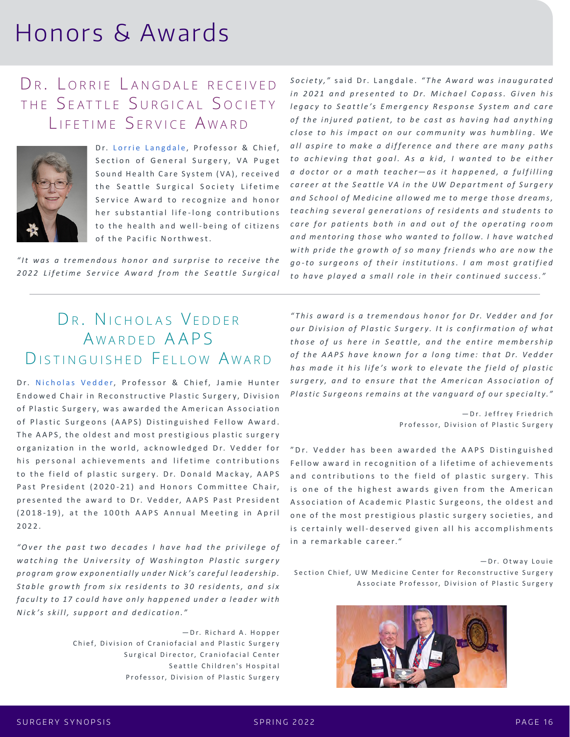# Honors & Awards

## Dr. Lorrie Langdale received the Seattle Surgical Society Lifetime Service Award

Dr. Lorrie Langdale, Professor & Chief, Section of General Surgery, VA Puget Sound Health Care System (VA), received the Seattle Surgical Society Lifetime Service Award to recognize and honor her substantial life-long contributions to the health and well-being of citizens of the Pacific Northwest.

*"It was a tremendous honor and surprise to receive the 2022 Lifetime Service Award from the Seattle Surgical Society,"* said Dr. Langdale. *"The Award was inaugurated in 2021 and presented to Dr. Michael Copass. Given his legacy to Seattle's Emergency Response System and care of the injured patient, to be cast as having had anything close to his impact on our community was humbling. We all aspire to make a difference and there are many paths to achieving that goal. As a kid, I wanted to be either a doctor or a math teacher—as it happened, a fulfilling career at the Seattle VA in the UW Department of Surgery and School of Medicine allowed me to merge those dreams, teaching several generations of residents and students to care for patients both in and out of the operating room and mentoring those who wanted to follow. I have watched with pride the growth of so many friends who are now the go-to surgeons of their institutions. I am most gratified to have played a small role in their continued success."*

---

## Dr. Nicholas Vedder Awarded AAPS Distinguished Fellow Award

Dr. Nicholas Vedder, Professor & Chief, Jamie Hunter Endowed Chair in Reconstructive Plastic Surgery, Division of Plastic Surgery, was awarded the American Association of Plastic Surgeons (AAPS) Distinguished Fellow Award. The AAPS, the oldest and most prestigious plastic surgery organization in the world, acknowledged Dr. Vedder for his personal achievements and lifetime contributions to the field of plastic surgery. Dr. Donald Mackay, AAPS Past President (2020-21) and Honors Committee Chair, presented the award to Dr. Vedder, AAPS Past President (2018-19), at the 100th AAPS Annual Meeting in April 2022.

*"Over the past two decades I have had the privilege of watching the University of Washington Plastic surgery program grow exponentially under Nick's careful leadership. Stable growth from six residents to 30 residents, and six faculty to 17 could have only happened under a leader with Nick's skill, support and dedication."*

—Dr. Richard A. Hopper
Chief, Division of Craniofacial and Plastic Surgery
Surgical Director, Craniofacial Center
Seattle Children's Hospital
Professor, Division of Plastic Surgery

*"This award is a tremendous honor for Dr. Vedder and for our Division of Plastic Surgery. It is confirmation of what those of us here in Seattle, and the entire membership of the AAPS have known for a long time: that Dr. Vedder has made it his life's work to elevate the field of plastic surgery, and to ensure that the American Association of Plastic Surgeons remains at the vanguard of our specialty."*

—Dr. Jeffrey Friedrich
Professor, Division of Plastic Surgery

"Dr. Vedder has been awarded the AAPS Distinguished Fellow award in recognition of a lifetime of achievements and contributions to the field of plastic surgery. This is one of the highest awards given from the American Association of Academic Plastic Surgeons, the oldest and one of the most prestigious plastic surgery societies, and is certainly well-deserved given all his accomplishments in a remarkable career."

—Dr. Otway Louie
Section Chief, UW Medicine Center for Reconstructive Surgery
Associate Professor, Division of Plastic Surgery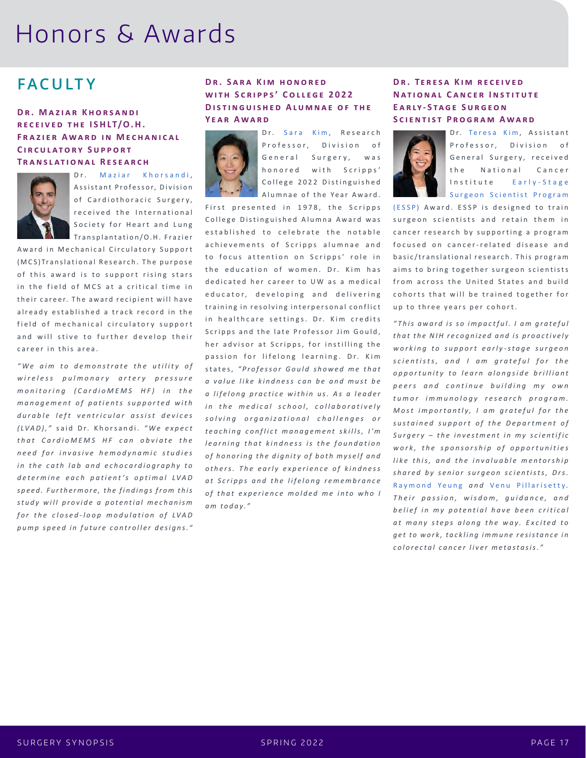# Honors & Awards

## FACULTY

### Dr. Maziar Khorsandi received the ISHLT/O.H. Frazier Award in Mechanical Circulatory Support Translational Research

Dr. Maziar Khorsandi, Assistant Professor, Division of Cardiothoracic Surgery, received the International Society for Heart and Lung Transplantation/O.H. Frazier Award in Mechanical Circulatory Support (MCS)Translational Research. The purpose of this award is to support rising stars in the field of MCS at a critical time in their career. The award recipient will have already established a track record in the field of mechanical circulatory support and will stive to further develop their career in this area.

*"We aim to demonstrate the utility of wireless pulmonary artery pressure monitoring (CardioMEMS HF) in the management of patients supported with durable left ventricular assist devices (LVAD),"* said Dr. Khorsandi. *"We expect that CardioMEMS HF can obviate the need for invasive hemodynamic studies in the cath lab and echocardiography to determine each patient's optimal LVAD speed. Furthermore, the findings from this study will provide a potential mechanism for the closed-loop modulation of LVAD pump speed in future controller designs."*

### Dr. Sara Kim honored with Scripps' College 2022 Distinguished Alumnae of the Year Award

Dr. Sara Kim, Research Professor, Division of General Surgery, was honored with Scripps' College 2022 Distinguished Alumnae of the Year Award. First presented in 1978, the Scripps College Distinguished Alumna Award was established to celebrate the notable achievements of Scripps alumnae and to focus attention on Scripps' role in the education of women. Dr. Kim has dedicated her career to UW as a medical educator, developing and delivering training in resolving interpersonal conflict in healthcare settings. Dr. Kim credits Scripps and the late Professor Jim Gould, her advisor at Scripps, for instilling the passion for lifelong learning. Dr. Kim states, *"Professor Gould showed me that a value like kindness can be and must be a lifelong practice within us. As a leader in the medical school, collaboratively solving organizational challenges or teaching conflict management skills, I'm learning that kindness is the foundation of honoring the dignity of both myself and others. The early experience of kindness at Scripps and the lifelong remembrance of that experience molded me into who I am today."*

### Dr. Teresa Kim received National Cancer Institute Early-Stage Surgeon Scientist Program Award

Dr. Teresa Kim, Assistant Professor, Division of General Surgery, received the National Cancer Institute Early-Stage Surgeon Scientist Program (ESSP) Award. ESSP is designed to train surgeon scientists and retain them in cancer research by supporting a program focused on cancer-related disease and basic/translational research. This program aims to bring together surgeon scientists from across the United States and build cohorts that will be trained together for up to three years per cohort.

*"This award is so impactful. I am grateful that the NIH recognized and is proactively working to support early-stage surgeon scientists, and I am grateful for the opportunity to learn alongside brilliant peers and continue building my own tumor immunology research program. Most importantly, I am grateful for the sustained support of the Department of Surgery – the investment in my scientific work, the sponsorship of opportunities like this, and the invaluable mentorship shared by senior surgeon scientists, Drs. Raymond Yeung and Venu Pillarisetty. Their passion, wisdom, guidance, and belief in my potential have been critical at many steps along the way. Excited to get to work, tackling immune resistance in colorectal cancer liver metastasis."*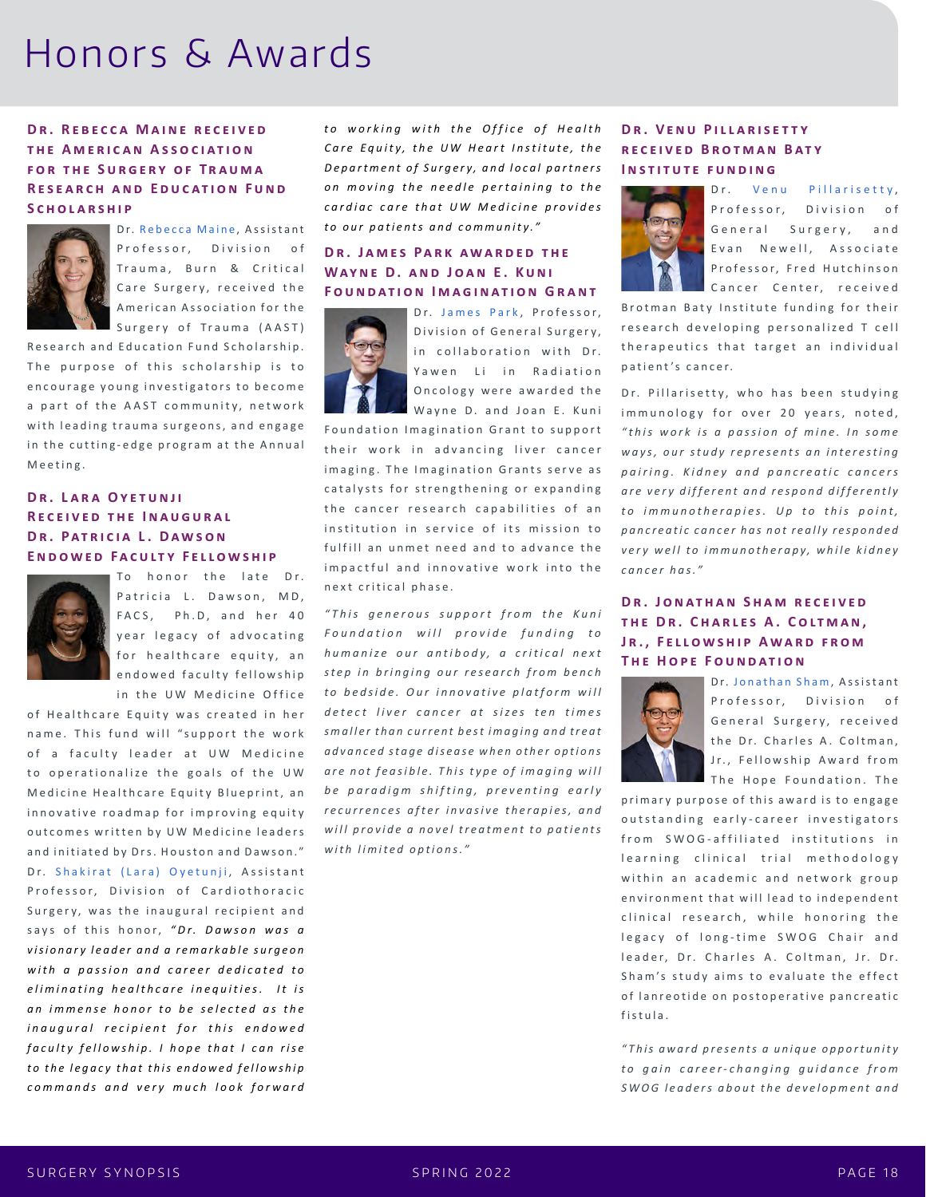# Honors & Awards

### Dr. Rebecca Maine received the American Association for the Surgery of Trauma Research and Education Fund Scholarship

Dr. Rebecca Maine, Assistant Professor, Division of Trauma, Burn & Critical Care Surgery, received the American Association for the Surgery of Trauma (AAST) Research and Education Fund Scholarship. The purpose of this scholarship is to encourage young investigators to become a part of the AAST community, network with leading trauma surgeons, and engage in the cutting-edge program at the Annual Meeting.

### Dr. Lara Oyetunji Received the Inaugural Dr. Patricia L. Dawson Endowed Faculty Fellowship

To honor the late Dr. Patricia L. Dawson, MD, FACS, Ph.D, and her 40 year legacy of advocating for healthcare equity, an endowed faculty fellowship in the UW Medicine Office of Healthcare Equity was created in her name. This fund will "support the work of a faculty leader at UW Medicine to operationalize the goals of the UW Medicine Healthcare Equity Blueprint, an innovative roadmap for improving equity outcomes written by UW Medicine leaders and initiated by Drs. Houston and Dawson." Dr. Shakirat (Lara) Oyetunji, Assistant Professor, Division of Cardiothoracic Surgery, was the inaugural recipient and says of this honor, *"Dr. Dawson was a visionary leader and a remarkable surgeon with a passion and career dedicated to eliminating healthcare inequities. It is an immense honor to be selected as the inaugural recipient for this endowed faculty fellowship. I hope that I can rise to the legacy that this endowed fellowship commands and very much look forward to working with the Office of Health Care Equity, the UW Heart Institute, the Department of Surgery, and local partners on moving the needle pertaining to the cardiac care that UW Medicine provides to our patients and community."*

### Dr. James Park awarded the Wayne D. and Joan E. Kuni Foundation Imagination Grant

Dr. James Park, Professor, Division of General Surgery, in collaboration with Dr. Yawen Li in Radiation Oncology were awarded the Wayne D. and Joan E. Kuni Foundation Imagination Grant to support their work in advancing liver cancer imaging. The Imagination Grants serve as catalysts for strengthening or expanding the cancer research capabilities of an institution in service of its mission to fulfill an unmet need and to advance the impactful and innovative work into the next critical phase.

*"This generous support from the Kuni Foundation will provide funding to humanize our antibody, a critical next step in bringing our research from bench to bedside. Our innovative platform will detect liver cancer at sizes ten times smaller than current best imaging and treat advanced stage disease when other options are not feasible. This type of imaging will be paradigm shifting, preventing early recurrences after invasive therapies, and will provide a novel treatment to patients with limited options."*

### Dr. Venu Pillarisetty received Brotman Baty Institute funding

Dr. Venu Pillarisetty, Professor, Division of General Surgery, and Evan Newell, Associate Professor, Fred Hutchinson Cancer Center, received Brotman Baty Institute funding for their research developing personalized T cell therapeutics that target an individual patient's cancer.

Dr. Pillarisetty, who has been studying immunology for over 20 years, noted, *"this work is a passion of mine. In some ways, our study represents an interesting pairing. Kidney and pancreatic cancers are very different and respond differently to immunotherapies. Up to this point, pancreatic cancer has not really responded very well to immunotherapy, while kidney cancer has."*

### Dr. Jonathan Sham received the Dr. Charles A. Coltman, Jr., Fellowship Award from The Hope Foundation

Dr. Jonathan Sham, Assistant Professor, Division of General Surgery, received the Dr. Charles A. Coltman, Jr., Fellowship Award from The Hope Foundation. The primary purpose of this award is to engage outstanding early-career investigators from SWOG-affiliated institutions in learning clinical trial methodology within an academic and network group environment that will lead to independent clinical research, while honoring the legacy of long-time SWOG Chair and leader, Dr. Charles A. Coltman, Jr. Dr. Sham's study aims to evaluate the effect of lanreotide on postoperative pancreatic fistula.

*"This award presents a unique opportunity to gain career-changing guidance from SWOG leaders about the development and*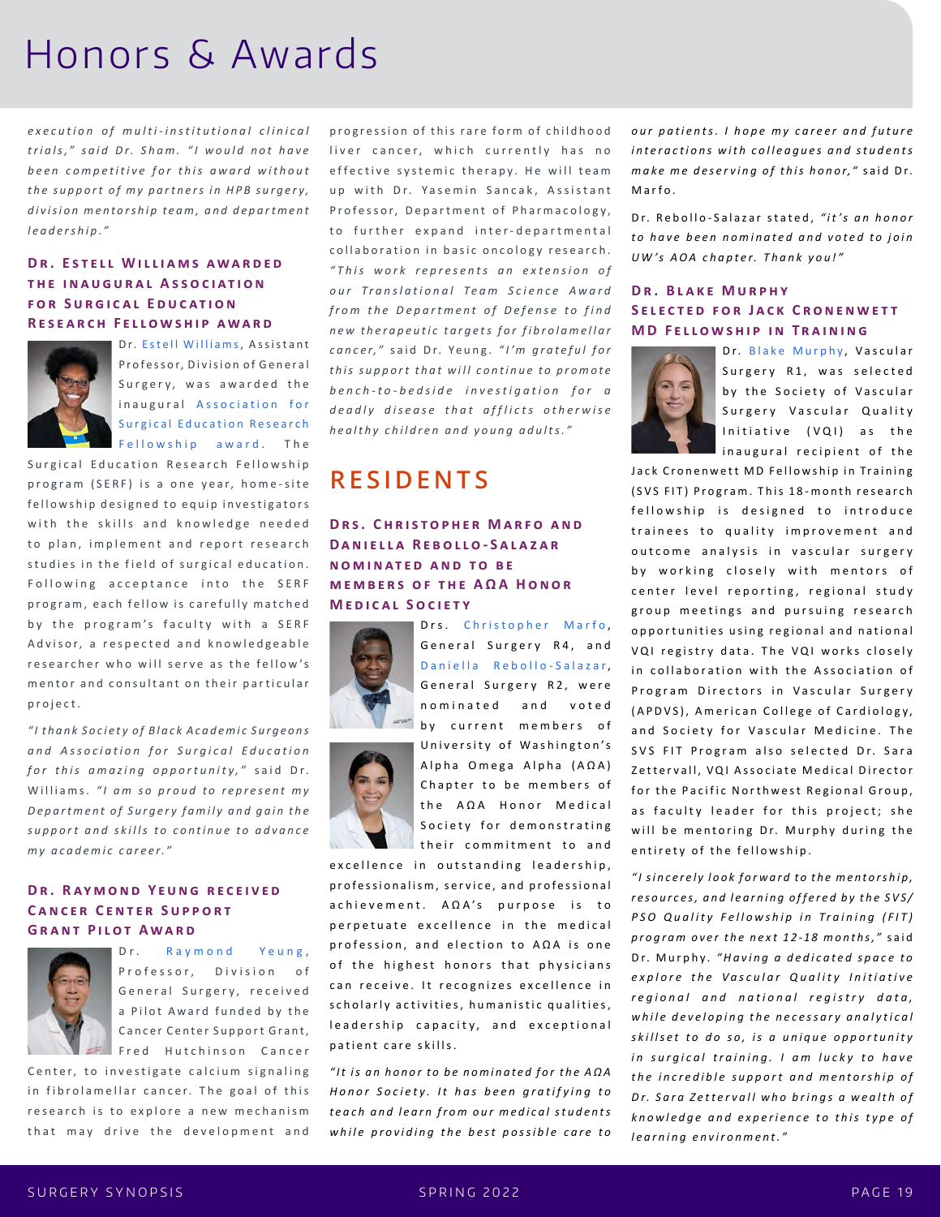# Honors & Awards

*execution of multi-institutional clinical trials,"* said Dr. Sham. *"I would not have been competitive for this award without the support of my partners in HPB surgery, division mentorship team, and department leadership."*

### Dr. Estell Williams awarded the inaugural Association for Surgical Education Research Fellowship award

Dr. Estell Williams, Assistant Professor, Division of General Surgery, was awarded the inaugural Association for Surgical Education Research Fellowship award. The Surgical Education Research Fellowship program (SERF) is a one year, home-site fellowship designed to equip investigators with the skills and knowledge needed to plan, implement and report research studies in the field of surgical education. Following acceptance into the SERF program, each fellow is carefully matched by the program's faculty with a SERF Advisor, a respected and knowledgeable researcher who will serve as the fellow's mentor and consultant on their particular project.

*"I thank Society of Black Academic Surgeons and Association for Surgical Education for this amazing opportunity,"* said Dr. Williams. *"I am so proud to represent my Department of Surgery family and gain the support and skills to continue to advance my academic career."*

### Dr. Raymond Yeung received Cancer Center Support Grant Pilot Award

Dr. Raymond Yeung, Professor, Division of General Surgery, received a Pilot Award funded by the Cancer Center Support Grant, Fred Hutchinson Cancer Center, to investigate calcium signaling in fibrolamellar cancer. The goal of this research is to explore a new mechanism that may drive the development and progression of this rare form of childhood liver cancer, which currently has no effective systemic therapy. He will team up with Dr. Yasemin Sancak, Assistant Professor, Department of Pharmacology, to further expand inter-departmental collaboration in basic oncology research. *"This work represents an extension of our Translational Team Science Award from the Department of Defense to find new therapeutic targets for fibrolamellar cancer,"* said Dr. Yeung. *"I'm grateful for this support that will continue to promote bench-to-bedside investigation for a deadly disease that afflicts otherwise healthy children and young adults."*

## RESIDENTS

### Drs. Christopher Marfo and Daniella Rebollo-Salazar nominated and to be members of the AΩA Honor Medical Society

Drs. Christopher Marfo, General Surgery R4, and Daniella Rebollo-Salazar, General Surgery R2, were nominated and voted by current members of University of Washington's Alpha Omega Alpha (AΩA) Chapter to be members of the AΩA Honor Medical Society for demonstrating their commitment to and excellence in outstanding leadership, professionalism, service, and professional achievement. AΩA's purpose is to perpetuate excellence in the medical profession, and election to AΩA is one of the highest honors that physicians can receive. It recognizes excellence in scholarly activities, humanistic qualities, leadership capacity, and exceptional patient care skills.

*"It is an honor to be nominated for the AΩA Honor Society. It has been gratifying to teach and learn from our medical students while providing the best possible care to our patients. I hope my career and future interactions with colleagues and students make me deserving of this honor,"* said Dr. Marfo.

Dr. Rebollo-Salazar stated, *"it's an honor to have been nominated and voted to join UW's AOA chapter. Thank you!"*

### Dr. Blake Murphy Selected for Jack Cronenwett MD Fellowship in Training

Dr. Blake Murphy, Vascular Surgery R1, was selected by the Society of Vascular Surgery Vascular Quality Initiative (VQI) as the inaugural recipient of the Jack Cronenwett MD Fellowship in Training (SVS FIT) Program. This 18-month research fellowship is designed to introduce trainees to quality improvement and outcome analysis in vascular surgery by working closely with mentors of center level reporting, regional study group meetings and pursuing research opportunities using regional and national VQI registry data. The VQI works closely in collaboration with the Association of Program Directors in Vascular Surgery (APDVS), American College of Cardiology, and Society for Vascular Medicine. The SVS FIT Program also selected Dr. Sara Zettervall, VQI Associate Medical Director for the Pacific Northwest Regional Group, as faculty leader for this project; she will be mentoring Dr. Murphy during the entirety of the fellowship.

*"I sincerely look forward to the mentorship, resources, and learning offered by the SVS/PSO Quality Fellowship in Training (FIT) program over the next 12-18 months,"* said Dr. Murphy. *"Having a dedicated space to explore the Vascular Quality Initiative regional and national registry data, while developing the necessary analytical skillset to do so, is a unique opportunity in surgical training. I am lucky to have the incredible support and mentorship of Dr. Sara Zettervall who brings a wealth of knowledge and experience to this type of learning environment."*